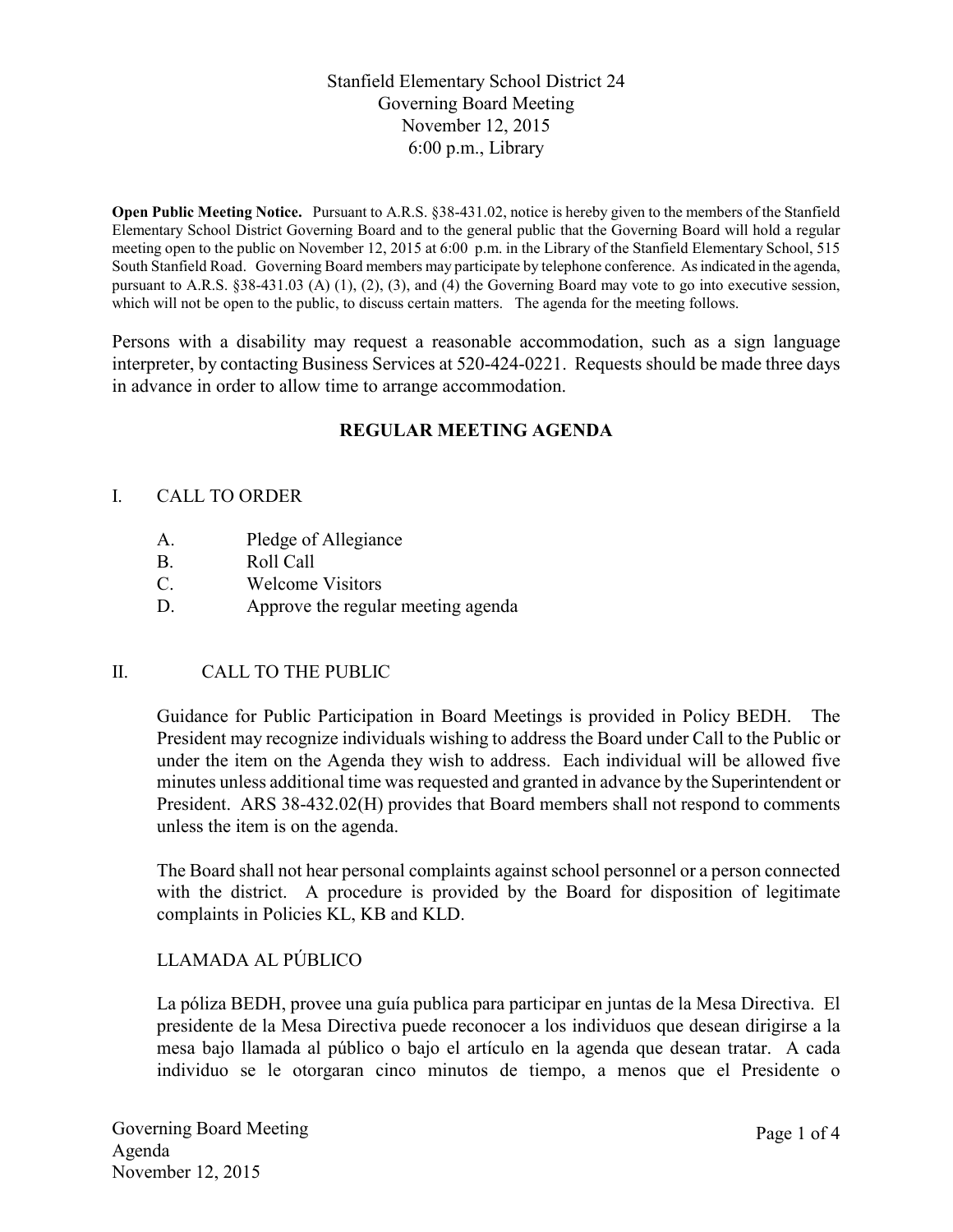Stanfield Elementary School District 24
Governing Board Meeting
November 12, 2015
6:00 p.m., Library

**Open Public Meeting Notice.** Pursuant to A.R.S. §38-431.02, notice is hereby given to the members of the Stanfield Elementary School District Governing Board and to the general public that the Governing Board will hold a regular meeting open to the public on November 12, 2015 at 6:00 p.m. in the Library of the Stanfield Elementary School, 515 South Stanfield Road. Governing Board members may participate by telephone conference. As indicated in the agenda, pursuant to A.R.S. §38-431.03 (A) (1), (2), (3), and (4) the Governing Board may vote to go into executive session, which will not be open to the public, to discuss certain matters. The agenda for the meeting follows.

Persons with a disability may request a reasonable accommodation, such as a sign language interpreter, by contacting Business Services at 520-424-0221. Requests should be made three days in advance in order to allow time to arrange accommodation.

## REGULAR MEETING AGENDA

I. CALL TO ORDER

   A. Pledge of Allegiance
   B. Roll Call
   C. Welcome Visitors
   D. Approve the regular meeting agenda

II. CALL TO THE PUBLIC

Guidance for Public Participation in Board Meetings is provided in Policy BEDH. The President may recognize individuals wishing to address the Board under Call to the Public or under the item on the Agenda they wish to address. Each individual will be allowed five minutes unless additional time was requested and granted in advance by the Superintendent or President. ARS 38-432.02(H) provides that Board members shall not respond to comments unless the item is on the agenda.

The Board shall not hear personal complaints against school personnel or a person connected with the district. A procedure is provided by the Board for disposition of legitimate complaints in Policies KL, KB and KLD.

LLAMADA AL PÚBLICO

La póliza BEDH, provee una guía publica para participar en juntas de la Mesa Directiva. El presidente de la Mesa Directiva puede reconocer a los individuos que desean dirigirse a la mesa bajo llamada al público o bajo el artículo en la agenda que desean tratar. A cada individuo se le otorgaran cinco minutos de tiempo, a menos que el Presidente o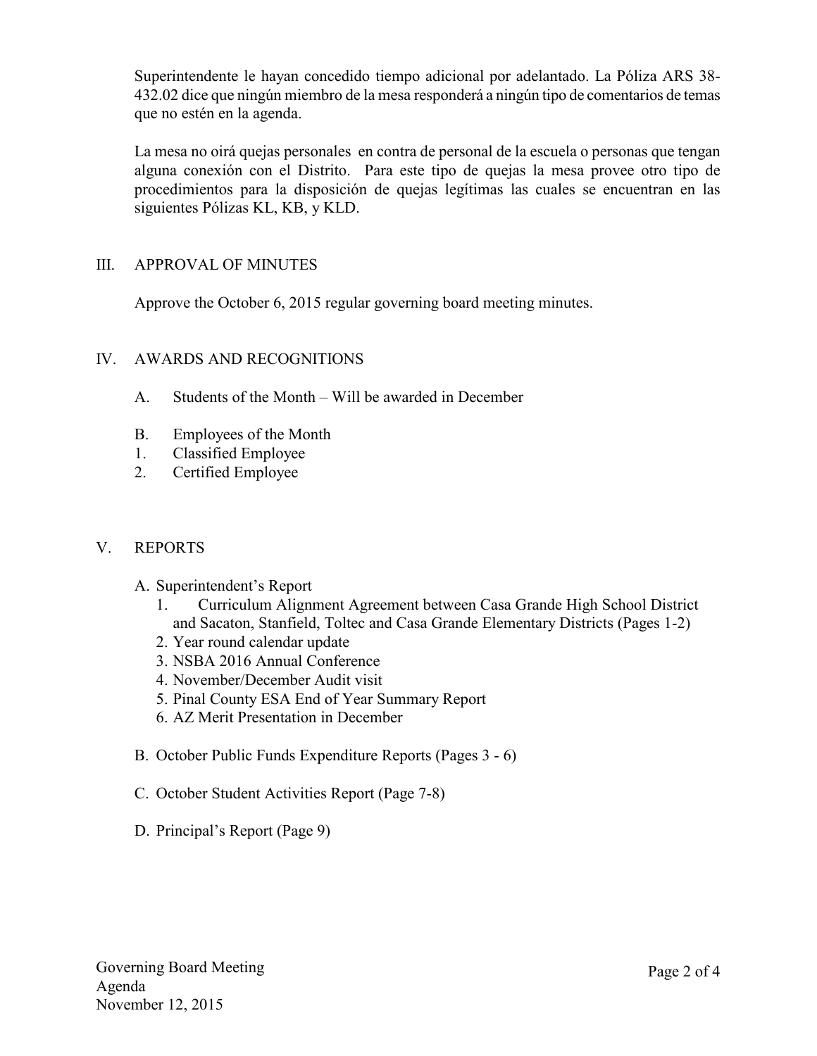Superintendente le hayan concedido tiempo adicional por adelantado. La Póliza ARS 38-432.02 dice que ningún miembro de la mesa responderá a ningún tipo de comentarios de temas que no estén en la agenda.

La mesa no oirá quejas personales en contra de personal de la escuela o personas que tengan alguna conexión con el Distrito. Para este tipo de quejas la mesa provee otro tipo de procedimientos para la disposición de quejas legítimas las cuales se encuentran en las siguientes Pólizas KL, KB, y KLD.

## III. APPROVAL OF MINUTES

Approve the October 6, 2015 regular governing board meeting minutes.

## IV. AWARDS AND RECOGNITIONS

A. Students of the Month – Will be awarded in December

B. Employees of the Month
1. Classified Employee
2. Certified Employee

## V. REPORTS

A. Superintendent's Report
1. Curriculum Alignment Agreement between Casa Grande High School District and Sacaton, Stanfield, Toltec and Casa Grande Elementary Districts (Pages 1-2)
2. Year round calendar update
3. NSBA 2016 Annual Conference
4. November/December Audit visit
5. Pinal County ESA End of Year Summary Report
6. AZ Merit Presentation in December

B. October Public Funds Expenditure Reports (Pages 3 - 6)

C. October Student Activities Report (Page 7-8)

D. Principal's Report (Page 9)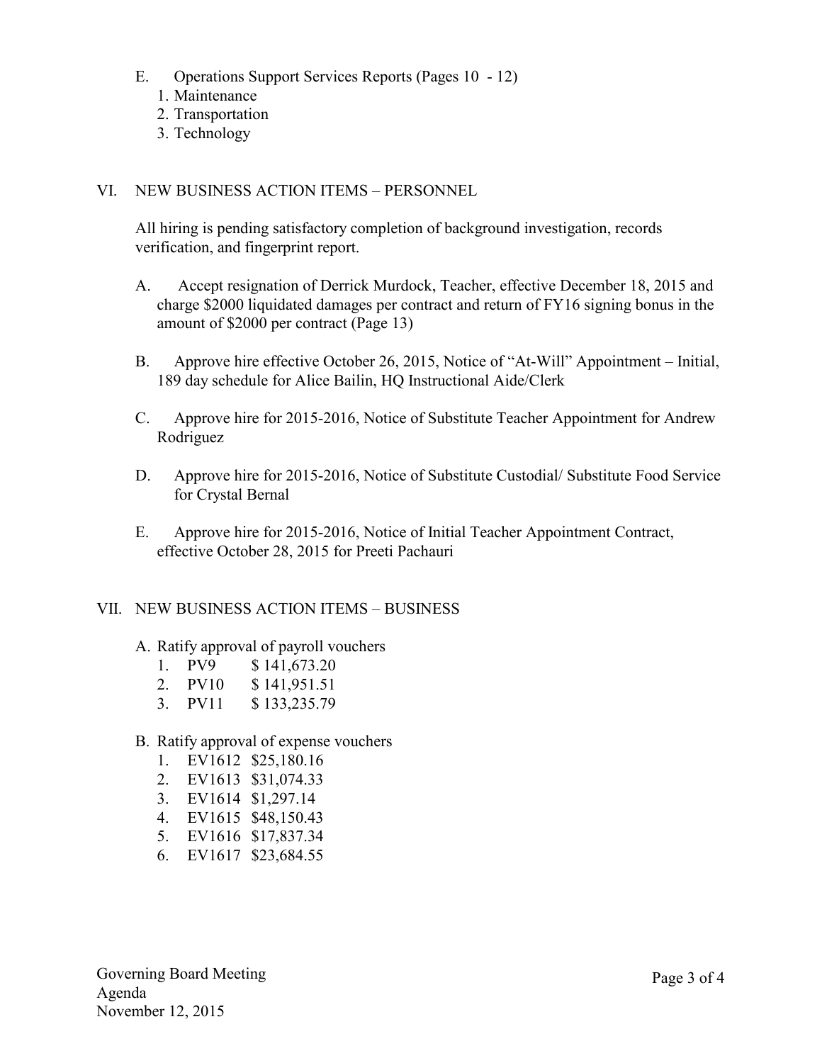E. Operations Support Services Reports (Pages 10 - 12)
   1. Maintenance
   2. Transportation
   3. Technology

## VI. NEW BUSINESS ACTION ITEMS – PERSONNEL

All hiring is pending satisfactory completion of background investigation, records verification, and fingerprint report.

A. Accept resignation of Derrick Murdock, Teacher, effective December 18, 2015 and charge $2000 liquidated damages per contract and return of FY16 signing bonus in the amount of $2000 per contract (Page 13)

B. Approve hire effective October 26, 2015, Notice of "At-Will" Appointment – Initial, 189 day schedule for Alice Bailin, HQ Instructional Aide/Clerk

C. Approve hire for 2015-2016, Notice of Substitute Teacher Appointment for Andrew Rodriguez

D. Approve hire for 2015-2016, Notice of Substitute Custodial/ Substitute Food Service for Crystal Bernal

E. Approve hire for 2015-2016, Notice of Initial Teacher Appointment Contract, effective October 28, 2015 for Preeti Pachauri

## VII. NEW BUSINESS ACTION ITEMS – BUSINESS

A. Ratify approval of payroll vouchers
   1. PV9 $ 141,673.20
   2. PV10 $ 141,951.51
   3. PV11 $ 133,235.79

B. Ratify approval of expense vouchers
   1. EV1612 $25,180.16
   2. EV1613 $31,074.33
   3. EV1614 $1,297.14
   4. EV1615 $48,150.43
   5. EV1616 $17,837.34
   6. EV1617 $23,684.55

Governing Board Meeting
Agenda
November 12, 2015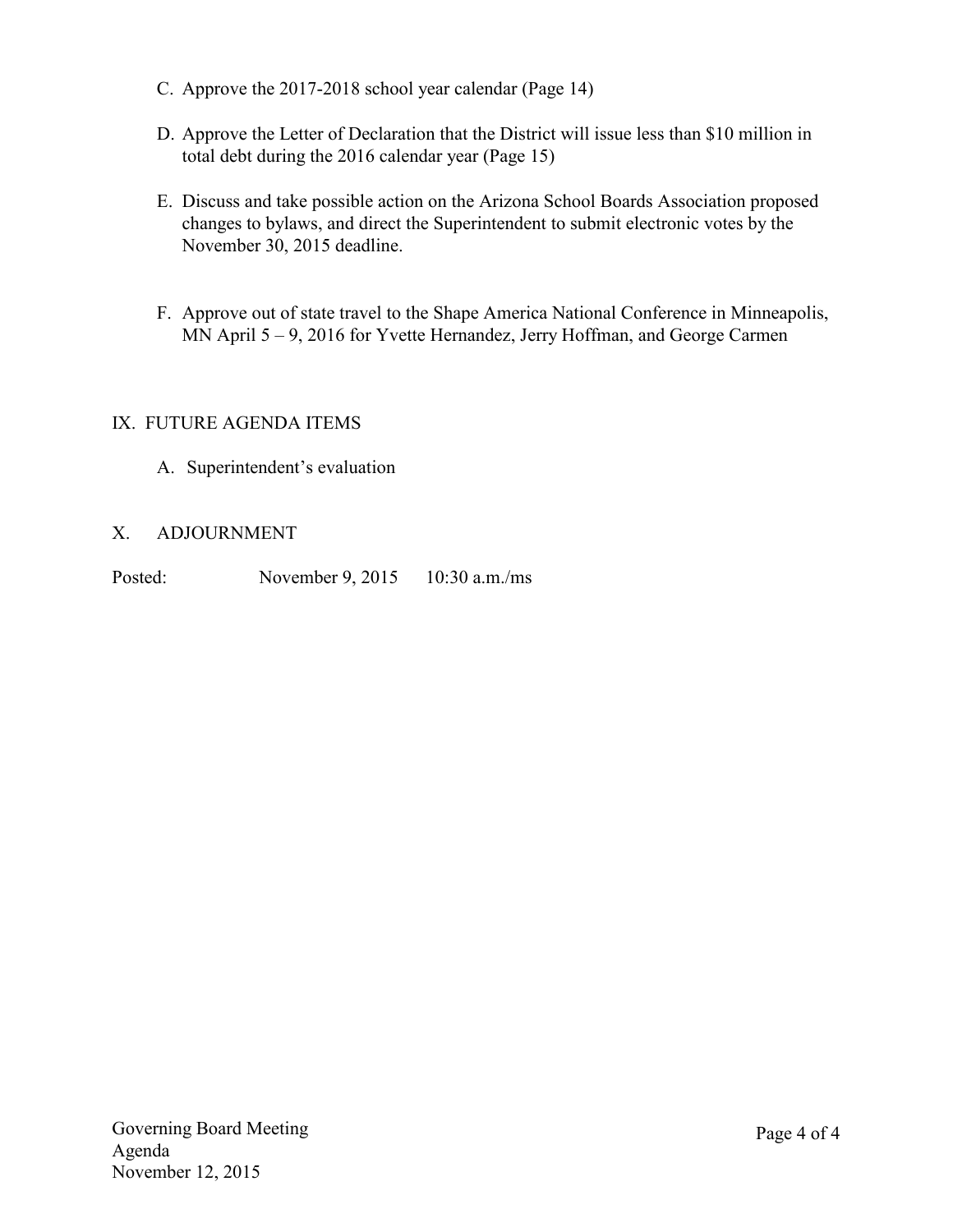C. Approve the 2017-2018 school year calendar (Page 14)

D. Approve the Letter of Declaration that the District will issue less than $10 million in total debt during the 2016 calendar year (Page 15)

E. Discuss and take possible action on the Arizona School Boards Association proposed changes to bylaws, and direct the Superintendent to submit electronic votes by the November 30, 2015 deadline.

F. Approve out of state travel to the Shape America National Conference in Minneapolis, MN April 5 – 9, 2016 for Yvette Hernandez, Jerry Hoffman, and George Carmen

## IX. FUTURE AGENDA ITEMS

A. Superintendent's evaluation

## X. ADJOURNMENT

Posted: November 9, 2015 10:30 a.m./ms